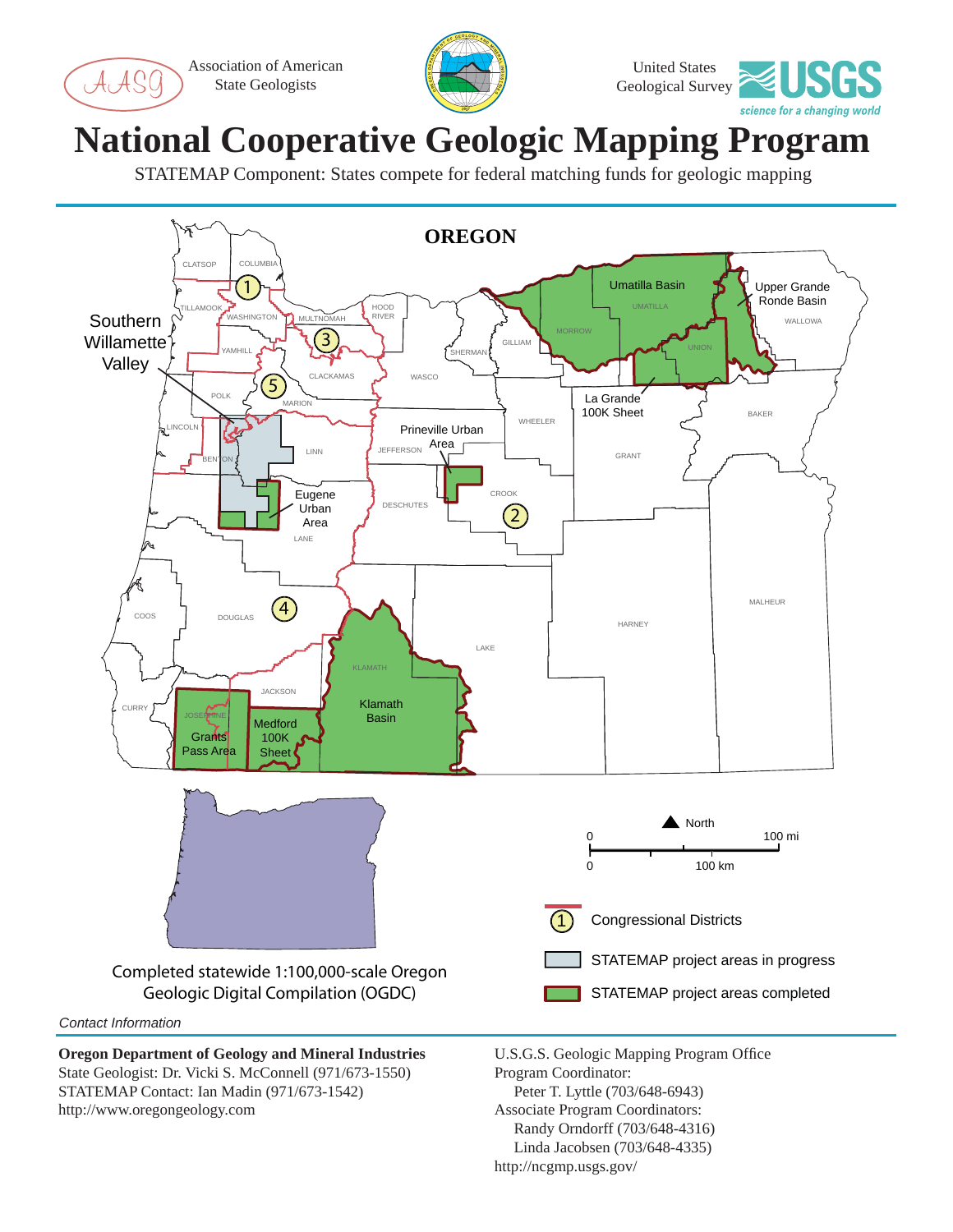Association of American State Geologists

United States Geological Survey

USGS — science for a changing world

# National Cooperative Geologic Mapping Program

STATEMAP Component: States compete for federal matching funds for geologic mapping

## OREGON

Southern Willamette Valley

Umatilla Basin

Upper Grande Ronde Basin

La Grande 100K Sheet

Prineville Urban Area

Eugene Urban Area

Klamath Basin

Grants Pass Area

Medford 100K Sheet

CLATSOP, COLUMBIA, TILLAMOOK, WASHINGTON, MULTNOMAH, HOOD RIVER, YAMHILL, CLACKAMAS, POLK, MARION, LINCOLN, BENTON, LINN, LANE, WASCO, SHERMAN, GILLIAM, MORROW, UMATILLA, UNION, WALLOWA, BAKER, GRANT, WHEELER, JEFFERSON, CROOK, DESCHUTES, COOS, DOUGLAS, CURRY, JOSEPHINE, JACKSON, KLAMATH, LAKE, HARNEY, MALHEUR

North

0 — 100 mi

0 — 100 km

Completed statewide 1:100,000-scale Oregon Geologic Digital Compilation (OGDC)

- Congressional Districts
- STATEMAP project areas in progress
- STATEMAP project areas completed

*Contact Information*

**Oregon Department of Geology and Mineral Industries**
State Geologist: Dr. Vicki S. McConnell (971/673-1550)
STATEMAP Contact: Ian Madin (971/673-1542)
http://www.oregongeology.com

U.S.G.S. Geologic Mapping Program Office
Program Coordinator:
Peter T. Lyttle (703/648-6943)
Associate Program Coordinators:
Randy Orndorff (703/648-4316)
Linda Jacobsen (703/648-4335)
http://ncgmp.usgs.gov/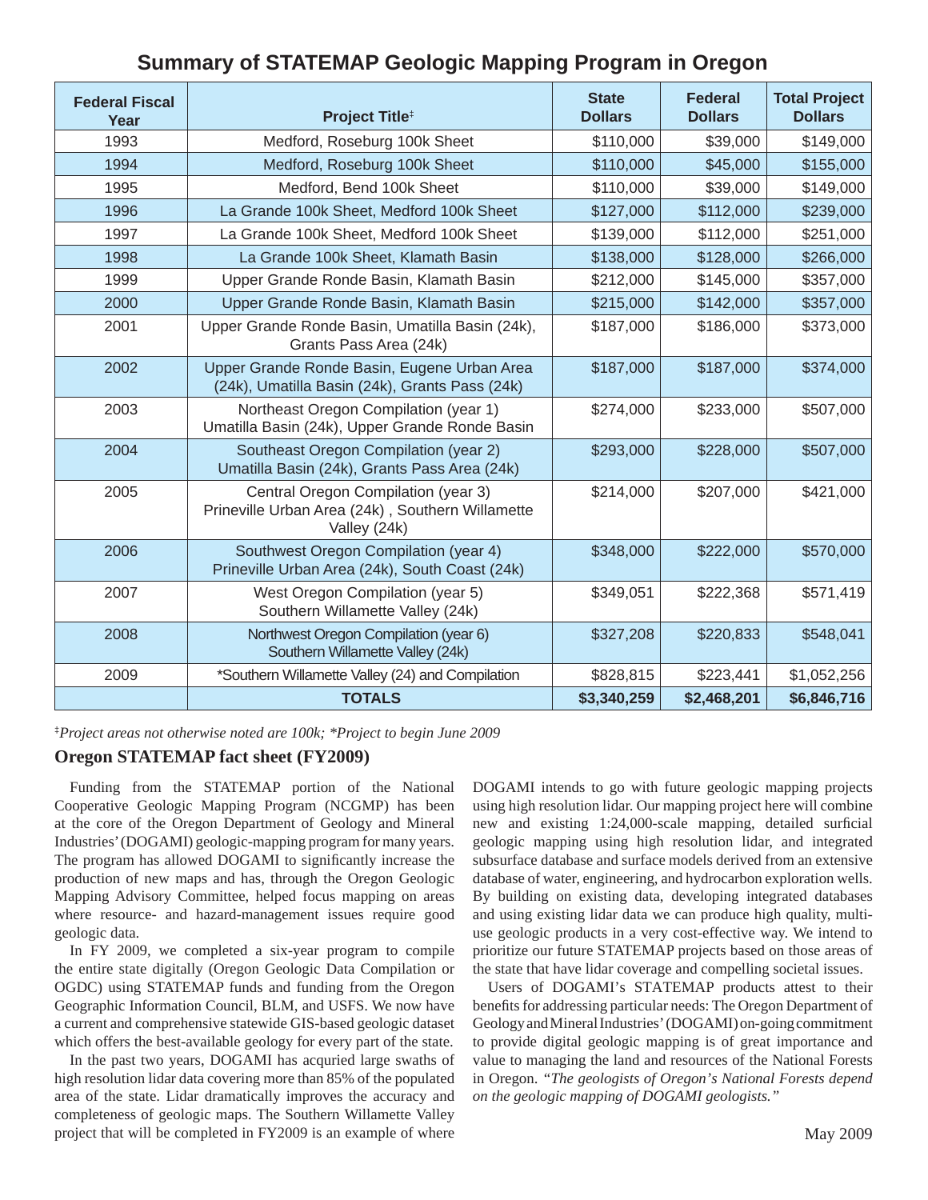# Summary of STATEMAP Geologic Mapping Program in Oregon

| Federal Fiscal Year | Project Title‡ | State Dollars | Federal Dollars | Total Project Dollars |
|---|---|---|---|---|
| 1993 | Medford, Roseburg 100k Sheet | $110,000 | $39,000 | $149,000 |
| 1994 | Medford, Roseburg 100k Sheet | $110,000 | $45,000 | $155,000 |
| 1995 | Medford, Bend 100k Sheet | $110,000 | $39,000 | $149,000 |
| 1996 | La Grande 100k Sheet, Medford 100k Sheet | $127,000 | $112,000 | $239,000 |
| 1997 | La Grande 100k Sheet, Medford 100k Sheet | $139,000 | $112,000 | $251,000 |
| 1998 | La Grande 100k Sheet, Klamath Basin | $138,000 | $128,000 | $266,000 |
| 1999 | Upper Grande Ronde Basin, Klamath Basin | $212,000 | $145,000 | $357,000 |
| 2000 | Upper Grande Ronde Basin, Klamath Basin | $215,000 | $142,000 | $357,000 |
| 2001 | Upper Grande Ronde Basin, Umatilla Basin (24k), Grants Pass Area (24k) | $187,000 | $186,000 | $373,000 |
| 2002 | Upper Grande Ronde Basin, Eugene Urban Area (24k), Umatilla Basin (24k), Grants Pass (24k) | $187,000 | $187,000 | $374,000 |
| 2003 | Northeast Oregon Compilation (year 1) Umatilla Basin (24k), Upper Grande Ronde Basin | $274,000 | $233,000 | $507,000 |
| 2004 | Southeast Oregon Compilation (year 2) Umatilla Basin (24k), Grants Pass Area (24k) | $293,000 | $228,000 | $507,000 |
| 2005 | Central Oregon Compilation (year 3) Prineville Urban Area (24k) , Southern Willamette Valley (24k) | $214,000 | $207,000 | $421,000 |
| 2006 | Southwest Oregon Compilation (year 4) Prineville Urban Area (24k), South Coast (24k) | $348,000 | $222,000 | $570,000 |
| 2007 | West Oregon Compilation (year 5) Southern Willamette Valley (24k) | $349,051 | $222,368 | $571,419 |
| 2008 | Northwest Oregon Compilation (year 6) Southern Willamette Valley (24k) | $327,208 | $220,833 | $548,041 |
| 2009 | *Southern Willamette Valley (24) and Compilation | $828,815 | $223,441 | $1,052,256 |
| | **TOTALS** | **$3,340,259** | **$2,468,201** | **$6,846,716** |

‡*Project areas not otherwise noted are 100k; *Project to begin June 2009*

## Oregon STATEMAP fact sheet (FY2009)

Funding from the STATEMAP portion of the National Cooperative Geologic Mapping Program (NCGMP) has been at the core of the Oregon Department of Geology and Mineral Industries' (DOGAMI) geologic-mapping program for many years. The program has allowed DOGAMI to significantly increase the production of new maps and has, through the Oregon Geologic Mapping Advisory Committee, helped focus mapping on areas where resource- and hazard-management issues require good geologic data.

In FY 2009, we completed a six-year program to compile the entire state digitally (Oregon Geologic Data Compilation or OGDC) using STATEMAP funds and funding from the Oregon Geographic Information Council, BLM, and USFS. We now have a current and comprehensive statewide GIS-based geologic dataset which offers the best-available geology for every part of the state.

In the past two years, DOGAMI has acquried large swaths of high resolution lidar data covering more than 85% of the populated area of the state. Lidar dramatically improves the accuracy and completeness of geologic maps. The Southern Willamette Valley project that will be completed in FY2009 is an example of where DOGAMI intends to go with future geologic mapping projects using high resolution lidar. Our mapping project here will combine new and existing 1:24,000-scale mapping, detailed surficial geologic mapping using high resolution lidar, and integrated subsurface database and surface models derived from an extensive database of water, engineering, and hydrocarbon exploration wells. By building on existing data, developing integrated databases and using existing lidar data we can produce high quality, multi-use geologic products in a very cost-effective way. We intend to prioritize our future STATEMAP projects based on those areas of the state that have lidar coverage and compelling societal issues.

Users of DOGAMI's STATEMAP products attest to their benefits for addressing particular needs: The Oregon Department of Geology and Mineral Industries' (DOGAMI) on-going commitment to provide digital geologic mapping is of great importance and value to managing the land and resources of the National Forests in Oregon. *"The geologists of Oregon's National Forests depend on the geologic mapping of DOGAMI geologists."*

May 2009